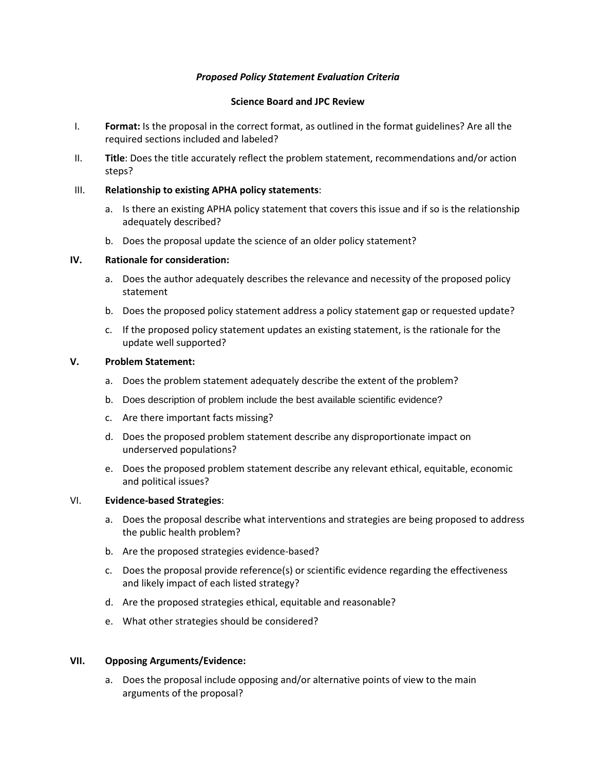# *Proposed Policy Statement Evaluation Criteria*

## Science Board and JPC Review

I. **Format:** Is the proposal in the correct format, as outlined in the format guidelines? Are all the required sections included and labeled?

II. **Title**: Does the title accurately reflect the problem statement, recommendations and/or action steps?

III. **Relationship to existing APHA policy statements**:

   a. Is there an existing APHA policy statement that covers this issue and if so is the relationship adequately described?

   b. Does the proposal update the science of an older policy statement?

**IV. Rationale for consideration:**

   a. Does the author adequately describes the relevance and necessity of the proposed policy statement

   b. Does the proposed policy statement address a policy statement gap or requested update?

   c. If the proposed policy statement updates an existing statement, is the rationale for the update well supported?

**V. Problem Statement:**

   a. Does the problem statement adequately describe the extent of the problem?

   b. Does description of problem include the best available scientific evidence?

   c. Are there important facts missing?

   d. Does the proposed problem statement describe any disproportionate impact on underserved populations?

   e. Does the proposed problem statement describe any relevant ethical, equitable, economic and political issues?

VI. **Evidence-based Strategies**:

   a. Does the proposal describe what interventions and strategies are being proposed to address the public health problem?

   b. Are the proposed strategies evidence-based?

   c. Does the proposal provide reference(s) or scientific evidence regarding the effectiveness and likely impact of each listed strategy?

   d. Are the proposed strategies ethical, equitable and reasonable?

   e. What other strategies should be considered?

**VII. Opposing Arguments/Evidence:**

   a. Does the proposal include opposing and/or alternative points of view to the main arguments of the proposal?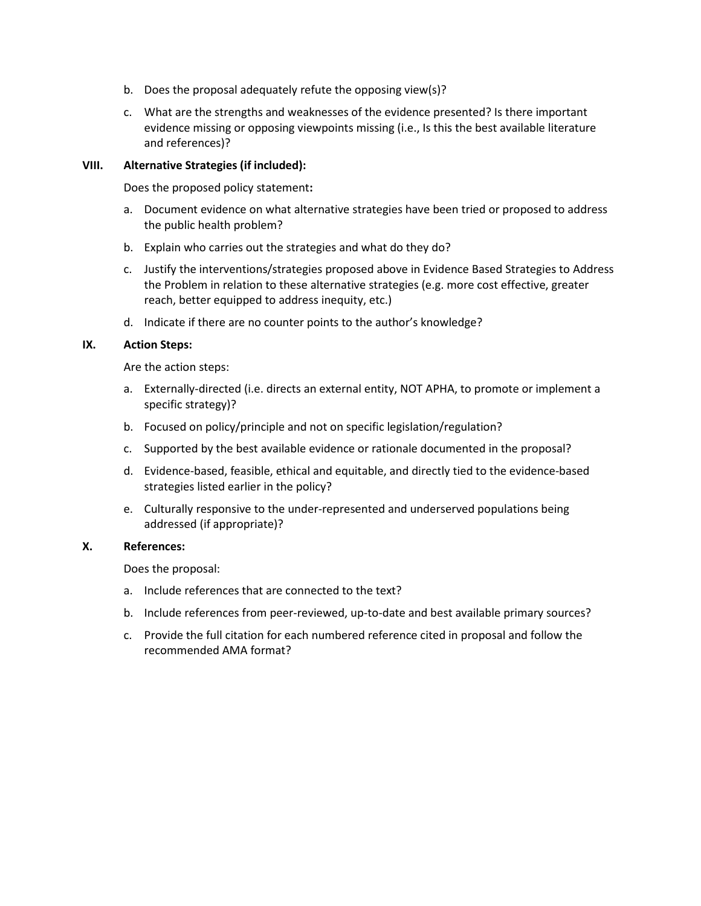b. Does the proposal adequately refute the opposing view(s)?

c. What are the strengths and weaknesses of the evidence presented? Is there important evidence missing or opposing viewpoints missing (i.e., Is this the best available literature and references)?

**VIII. Alternative Strategies (if included):**

Does the proposed policy statement**:**

a. Document evidence on what alternative strategies have been tried or proposed to address the public health problem?

b. Explain who carries out the strategies and what do they do?

c. Justify the interventions/strategies proposed above in Evidence Based Strategies to Address the Problem in relation to these alternative strategies (e.g. more cost effective, greater reach, better equipped to address inequity, etc.)

d. Indicate if there are no counter points to the author's knowledge?

**IX. Action Steps:**

Are the action steps:

a. Externally-directed (i.e. directs an external entity, NOT APHA, to promote or implement a specific strategy)?

b. Focused on policy/principle and not on specific legislation/regulation?

c. Supported by the best available evidence or rationale documented in the proposal?

d. Evidence-based, feasible, ethical and equitable, and directly tied to the evidence-based strategies listed earlier in the policy?

e. Culturally responsive to the under-represented and underserved populations being addressed (if appropriate)?

**X. References:**

Does the proposal:

a. Include references that are connected to the text?

b. Include references from peer-reviewed, up-to-date and best available primary sources?

c. Provide the full citation for each numbered reference cited in proposal and follow the recommended AMA format?